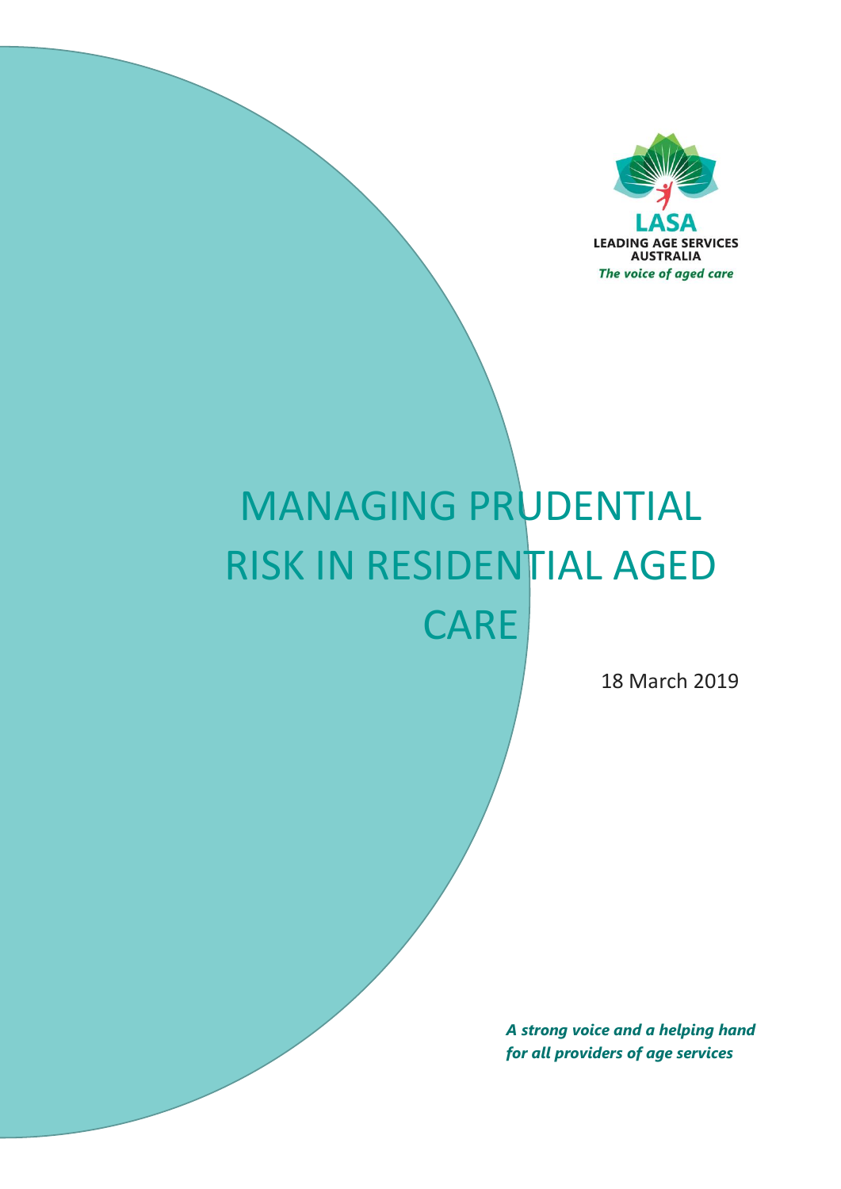LASA

LEADING AGE SERVICES AUSTRALIA

*The voice of aged care*

# MANAGING PRUDENTIAL RISK IN RESIDENTIAL AGED CARE

18 March 2019

***A strong voice and a helping hand for all providers of age services***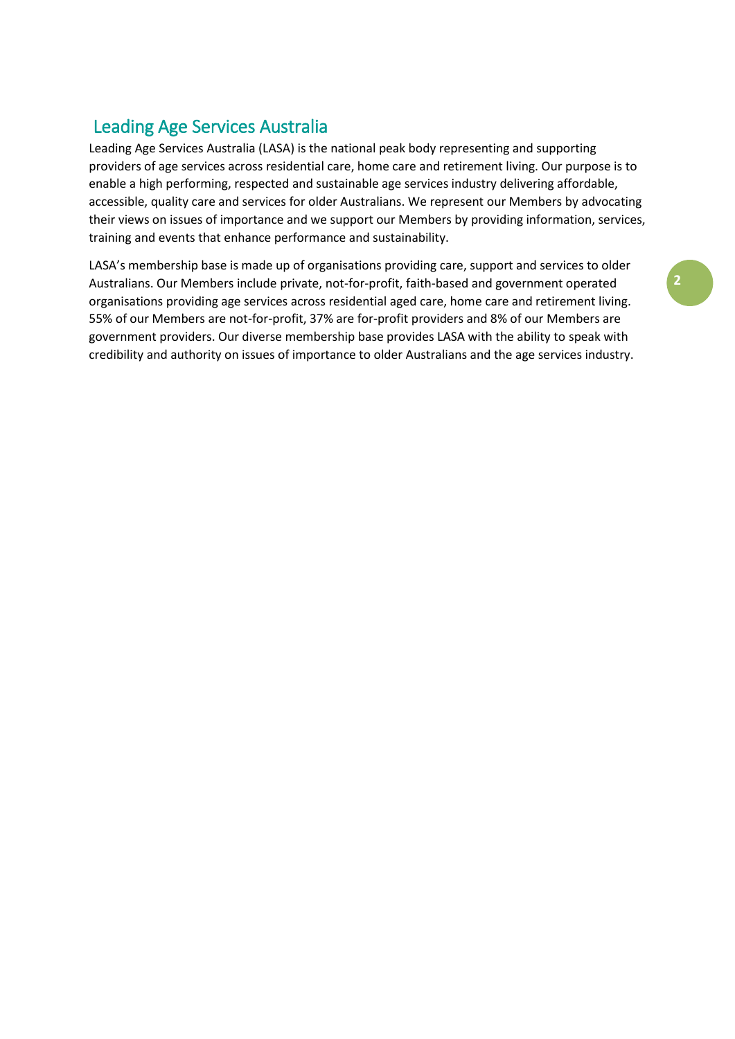## Leading Age Services Australia

Leading Age Services Australia (LASA) is the national peak body representing and supporting providers of age services across residential care, home care and retirement living. Our purpose is to enable a high performing, respected and sustainable age services industry delivering affordable, accessible, quality care and services for older Australians. We represent our Members by advocating their views on issues of importance and we support our Members by providing information, services, training and events that enhance performance and sustainability.

LASA's membership base is made up of organisations providing care, support and services to older Australians. Our Members include private, not-for-profit, faith-based and government operated organisations providing age services across residential aged care, home care and retirement living. 55% of our Members are not-for-profit, 37% are for-profit providers and 8% of our Members are government providers. Our diverse membership base provides LASA with the ability to speak with credibility and authority on issues of importance to older Australians and the age services industry.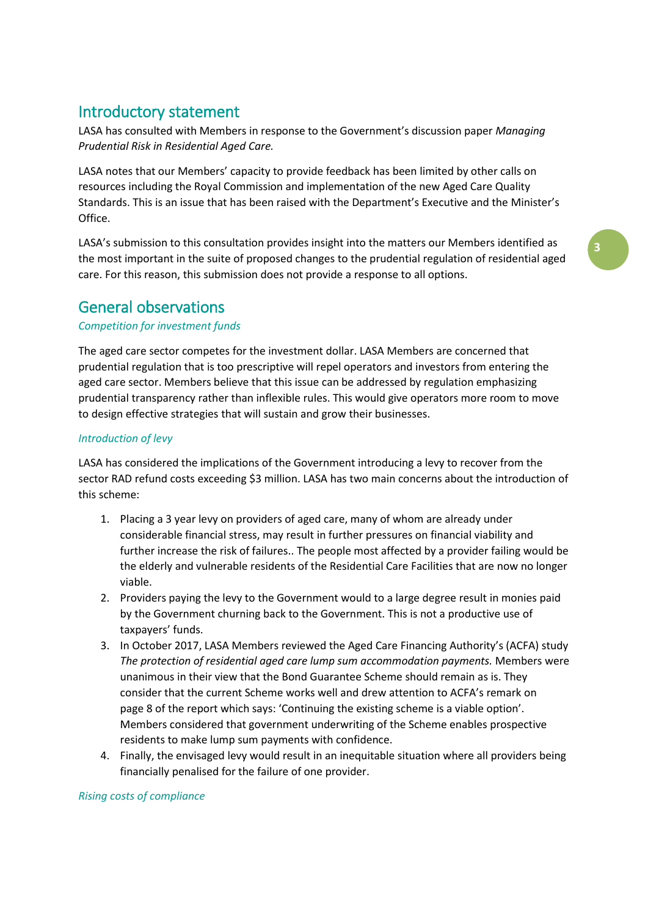## Introductory statement

LASA has consulted with Members in response to the Government's discussion paper *Managing Prudential Risk in Residential Aged Care.*

LASA notes that our Members' capacity to provide feedback has been limited by other calls on resources including the Royal Commission and implementation of the new Aged Care Quality Standards. This is an issue that has been raised with the Department's Executive and the Minister's Office.

LASA's submission to this consultation provides insight into the matters our Members identified as the most important in the suite of proposed changes to the prudential regulation of residential aged care. For this reason, this submission does not provide a response to all options.

## General observations

### *Competition for investment funds*

The aged care sector competes for the investment dollar. LASA Members are concerned that prudential regulation that is too prescriptive will repel operators and investors from entering the aged care sector. Members believe that this issue can be addressed by regulation emphasizing prudential transparency rather than inflexible rules. This would give operators more room to move to design effective strategies that will sustain and grow their businesses.

### *Introduction of levy*

LASA has considered the implications of the Government introducing a levy to recover from the sector RAD refund costs exceeding $3 million. LASA has two main concerns about the introduction of this scheme:

1. Placing a 3 year levy on providers of aged care, many of whom are already under considerable financial stress, may result in further pressures on financial viability and further increase the risk of failures.. The people most affected by a provider failing would be the elderly and vulnerable residents of the Residential Care Facilities that are now no longer viable.
2. Providers paying the levy to the Government would to a large degree result in monies paid by the Government churning back to the Government. This is not a productive use of taxpayers' funds.
3. In October 2017, LASA Members reviewed the Aged Care Financing Authority's (ACFA) study *The protection of residential aged care lump sum accommodation payments.* Members were unanimous in their view that the Bond Guarantee Scheme should remain as is. They consider that the current Scheme works well and drew attention to ACFA's remark on page 8 of the report which says: 'Continuing the existing scheme is a viable option'. Members considered that government underwriting of the Scheme enables prospective residents to make lump sum payments with confidence.
4. Finally, the envisaged levy would result in an inequitable situation where all providers being financially penalised for the failure of one provider.

### *Rising costs of compliance*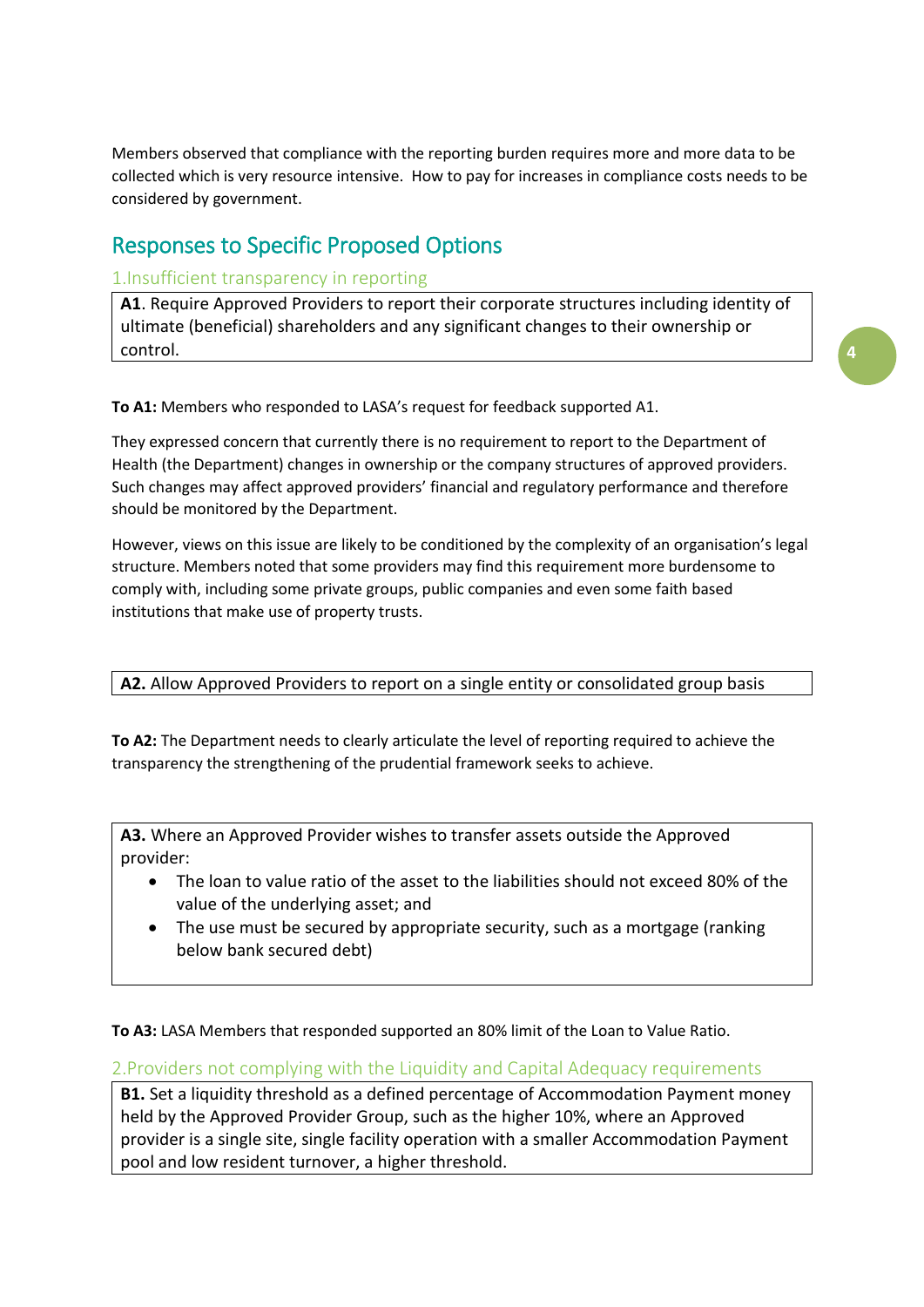Members observed that compliance with the reporting burden requires more and more data to be collected which is very resource intensive. How to pay for increases in compliance costs needs to be considered by government.

## Responses to Specific Proposed Options

### 1.Insufficient transparency in reporting

**A1**. Require Approved Providers to report their corporate structures including identity of ultimate (beneficial) shareholders and any significant changes to their ownership or control.

**To A1:** Members who responded to LASA's request for feedback supported A1.

They expressed concern that currently there is no requirement to report to the Department of Health (the Department) changes in ownership or the company structures of approved providers. Such changes may affect approved providers' financial and regulatory performance and therefore should be monitored by the Department.

However, views on this issue are likely to be conditioned by the complexity of an organisation's legal structure. Members noted that some providers may find this requirement more burdensome to comply with, including some private groups, public companies and even some faith based institutions that make use of property trusts.

**A2.** Allow Approved Providers to report on a single entity or consolidated group basis

**To A2:** The Department needs to clearly articulate the level of reporting required to achieve the transparency the strengthening of the prudential framework seeks to achieve.

**A3.** Where an Approved Provider wishes to transfer assets outside the Approved provider:

- The loan to value ratio of the asset to the liabilities should not exceed 80% of the value of the underlying asset; and
- The use must be secured by appropriate security, such as a mortgage (ranking below bank secured debt)

**To A3:** LASA Members that responded supported an 80% limit of the Loan to Value Ratio.

### 2.Providers not complying with the Liquidity and Capital Adequacy requirements

**B1.** Set a liquidity threshold as a defined percentage of Accommodation Payment money held by the Approved Provider Group, such as the higher 10%, where an Approved provider is a single site, single facility operation with a smaller Accommodation Payment pool and low resident turnover, a higher threshold.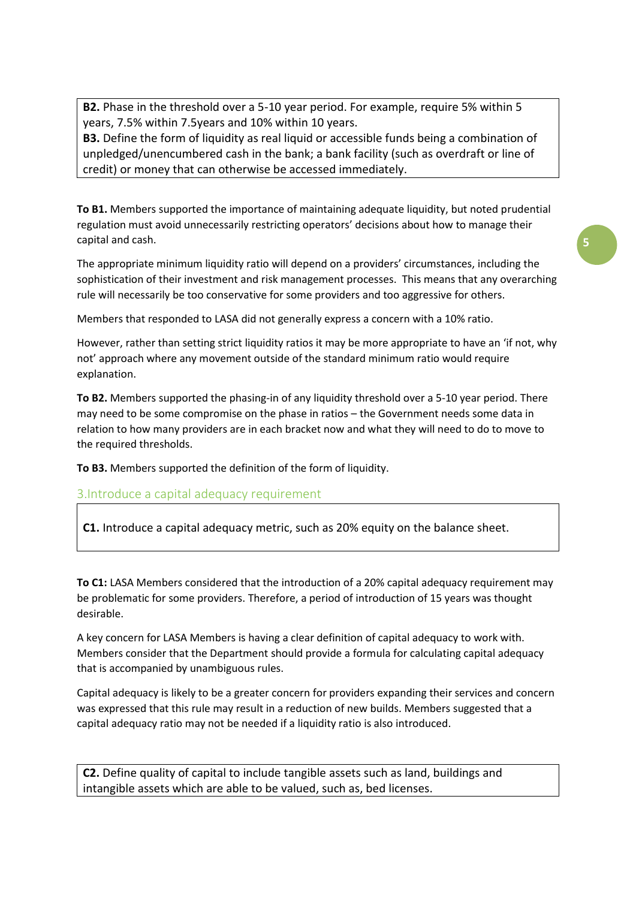**B2.** Phase in the threshold over a 5-10 year period. For example, require 5% within 5 years, 7.5% within 7.5years and 10% within 10 years.
**B3.** Define the form of liquidity as real liquid or accessible funds being a combination of unpledged/unencumbered cash in the bank; a bank facility (such as overdraft or line of credit) or money that can otherwise be accessed immediately.

**To B1.** Members supported the importance of maintaining adequate liquidity, but noted prudential regulation must avoid unnecessarily restricting operators' decisions about how to manage their capital and cash.

The appropriate minimum liquidity ratio will depend on a providers' circumstances, including the sophistication of their investment and risk management processes. This means that any overarching rule will necessarily be too conservative for some providers and too aggressive for others.

Members that responded to LASA did not generally express a concern with a 10% ratio.

However, rather than setting strict liquidity ratios it may be more appropriate to have an 'if not, why not' approach where any movement outside of the standard minimum ratio would require explanation.

**To B2.** Members supported the phasing-in of any liquidity threshold over a 5-10 year period. There may need to be some compromise on the phase in ratios – the Government needs some data in relation to how many providers are in each bracket now and what they will need to do to move to the required thresholds.

**To B3.** Members supported the definition of the form of liquidity.

## 3.Introduce a capital adequacy requirement

**C1.** Introduce a capital adequacy metric, such as 20% equity on the balance sheet.

**To C1:** LASA Members considered that the introduction of a 20% capital adequacy requirement may be problematic for some providers. Therefore, a period of introduction of 15 years was thought desirable.

A key concern for LASA Members is having a clear definition of capital adequacy to work with. Members consider that the Department should provide a formula for calculating capital adequacy that is accompanied by unambiguous rules.

Capital adequacy is likely to be a greater concern for providers expanding their services and concern was expressed that this rule may result in a reduction of new builds. Members suggested that a capital adequacy ratio may not be needed if a liquidity ratio is also introduced.

**C2.** Define quality of capital to include tangible assets such as land, buildings and intangible assets which are able to be valued, such as, bed licenses.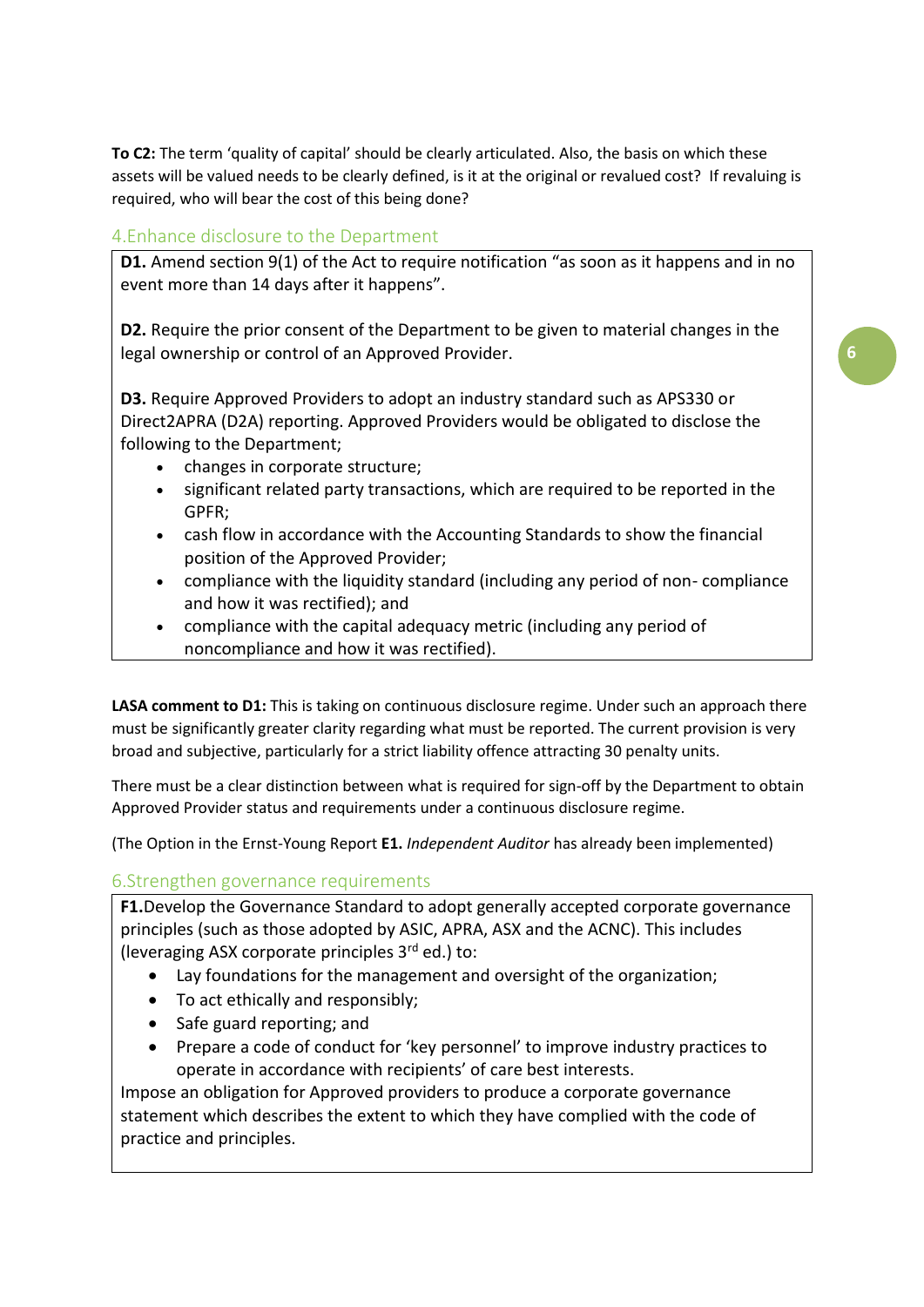**To C2:** The term 'quality of capital' should be clearly articulated. Also, the basis on which these assets will be valued needs to be clearly defined, is it at the original or revalued cost? If revaluing is required, who will bear the cost of this being done?

## 4.Enhance disclosure to the Department

**D1.** Amend section 9(1) of the Act to require notification "as soon as it happens and in no event more than 14 days after it happens".

**D2.** Require the prior consent of the Department to be given to material changes in the legal ownership or control of an Approved Provider.

**D3.** Require Approved Providers to adopt an industry standard such as APS330 or Direct2APRA (D2A) reporting. Approved Providers would be obligated to disclose the following to the Department;

- changes in corporate structure;
- significant related party transactions, which are required to be reported in the GPFR;
- cash flow in accordance with the Accounting Standards to show the financial position of the Approved Provider;
- compliance with the liquidity standard (including any period of non- compliance and how it was rectified); and
- compliance with the capital adequacy metric (including any period of noncompliance and how it was rectified).

**LASA comment to D1:** This is taking on continuous disclosure regime. Under such an approach there must be significantly greater clarity regarding what must be reported. The current provision is very broad and subjective, particularly for a strict liability offence attracting 30 penalty units.

There must be a clear distinction between what is required for sign-off by the Department to obtain Approved Provider status and requirements under a continuous disclosure regime.

(The Option in the Ernst-Young Report **E1.** *Independent Auditor* has already been implemented)

## 6.Strengthen governance requirements

**F1.**Develop the Governance Standard to adopt generally accepted corporate governance principles (such as those adopted by ASIC, APRA, ASX and the ACNC). This includes (leveraging ASX corporate principles 3rd ed.) to:

- Lay foundations for the management and oversight of the organization;
- To act ethically and responsibly;
- Safe guard reporting; and
- Prepare a code of conduct for 'key personnel' to improve industry practices to operate in accordance with recipients' of care best interests.

Impose an obligation for Approved providers to produce a corporate governance statement which describes the extent to which they have complied with the code of practice and principles.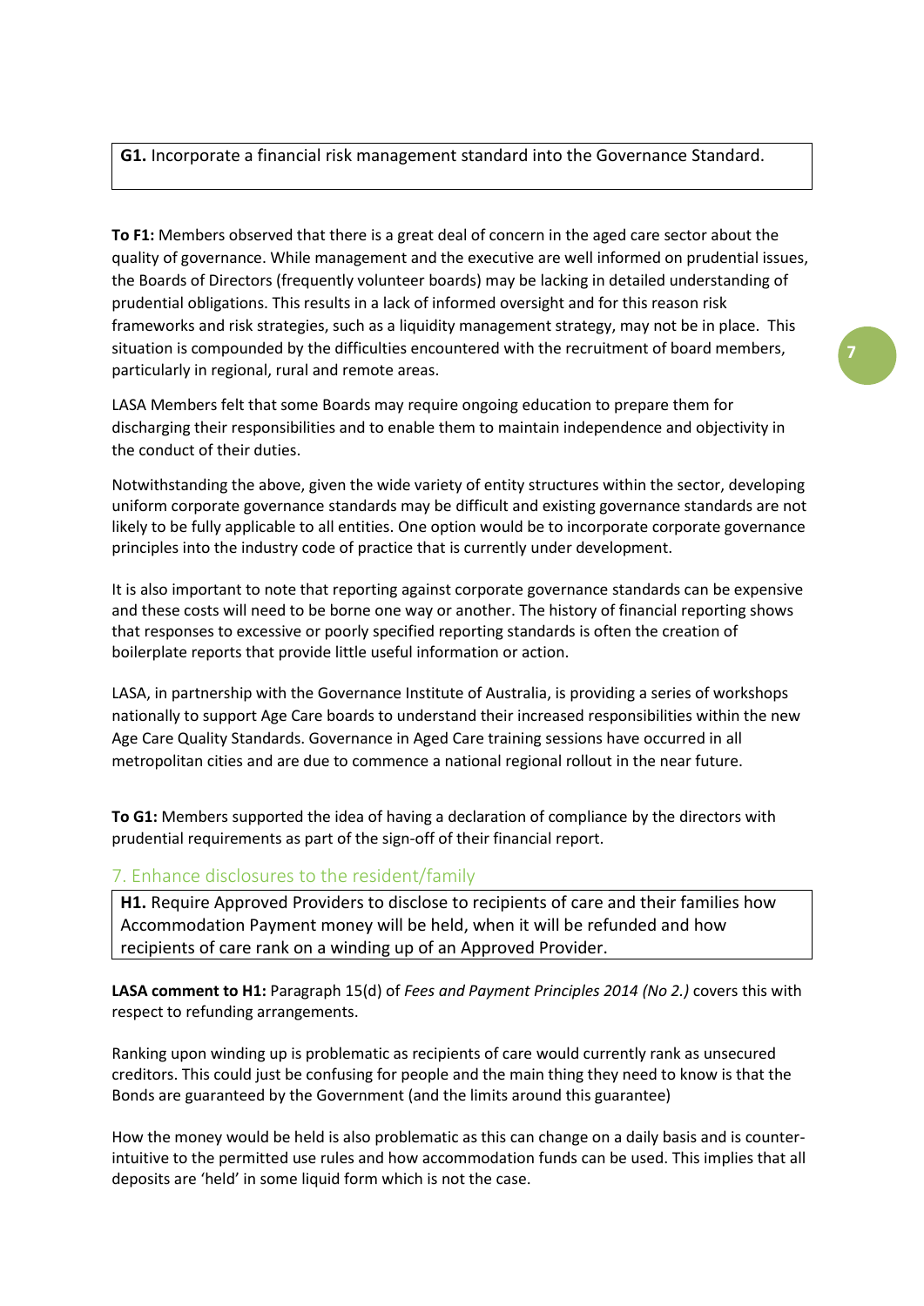**G1.** Incorporate a financial risk management standard into the Governance Standard.

**To F1:** Members observed that there is a great deal of concern in the aged care sector about the quality of governance. While management and the executive are well informed on prudential issues, the Boards of Directors (frequently volunteer boards) may be lacking in detailed understanding of prudential obligations. This results in a lack of informed oversight and for this reason risk frameworks and risk strategies, such as a liquidity management strategy, may not be in place. This situation is compounded by the difficulties encountered with the recruitment of board members, particularly in regional, rural and remote areas.

LASA Members felt that some Boards may require ongoing education to prepare them for discharging their responsibilities and to enable them to maintain independence and objectivity in the conduct of their duties.

Notwithstanding the above, given the wide variety of entity structures within the sector, developing uniform corporate governance standards may be difficult and existing governance standards are not likely to be fully applicable to all entities. One option would be to incorporate corporate governance principles into the industry code of practice that is currently under development.

It is also important to note that reporting against corporate governance standards can be expensive and these costs will need to be borne one way or another. The history of financial reporting shows that responses to excessive or poorly specified reporting standards is often the creation of boilerplate reports that provide little useful information or action.

LASA, in partnership with the Governance Institute of Australia, is providing a series of workshops nationally to support Age Care boards to understand their increased responsibilities within the new Age Care Quality Standards. Governance in Aged Care training sessions have occurred in all metropolitan cities and are due to commence a national regional rollout in the near future.

**To G1:** Members supported the idea of having a declaration of compliance by the directors with prudential requirements as part of the sign-off of their financial report.

## 7. Enhance disclosures to the resident/family

**H1.** Require Approved Providers to disclose to recipients of care and their families how Accommodation Payment money will be held, when it will be refunded and how recipients of care rank on a winding up of an Approved Provider.

**LASA comment to H1:** Paragraph 15(d) of *Fees and Payment Principles 2014 (No 2.)* covers this with respect to refunding arrangements.

Ranking upon winding up is problematic as recipients of care would currently rank as unsecured creditors. This could just be confusing for people and the main thing they need to know is that the Bonds are guaranteed by the Government (and the limits around this guarantee)

How the money would be held is also problematic as this can change on a daily basis and is counter-intuitive to the permitted use rules and how accommodation funds can be used. This implies that all deposits are 'held' in some liquid form which is not the case.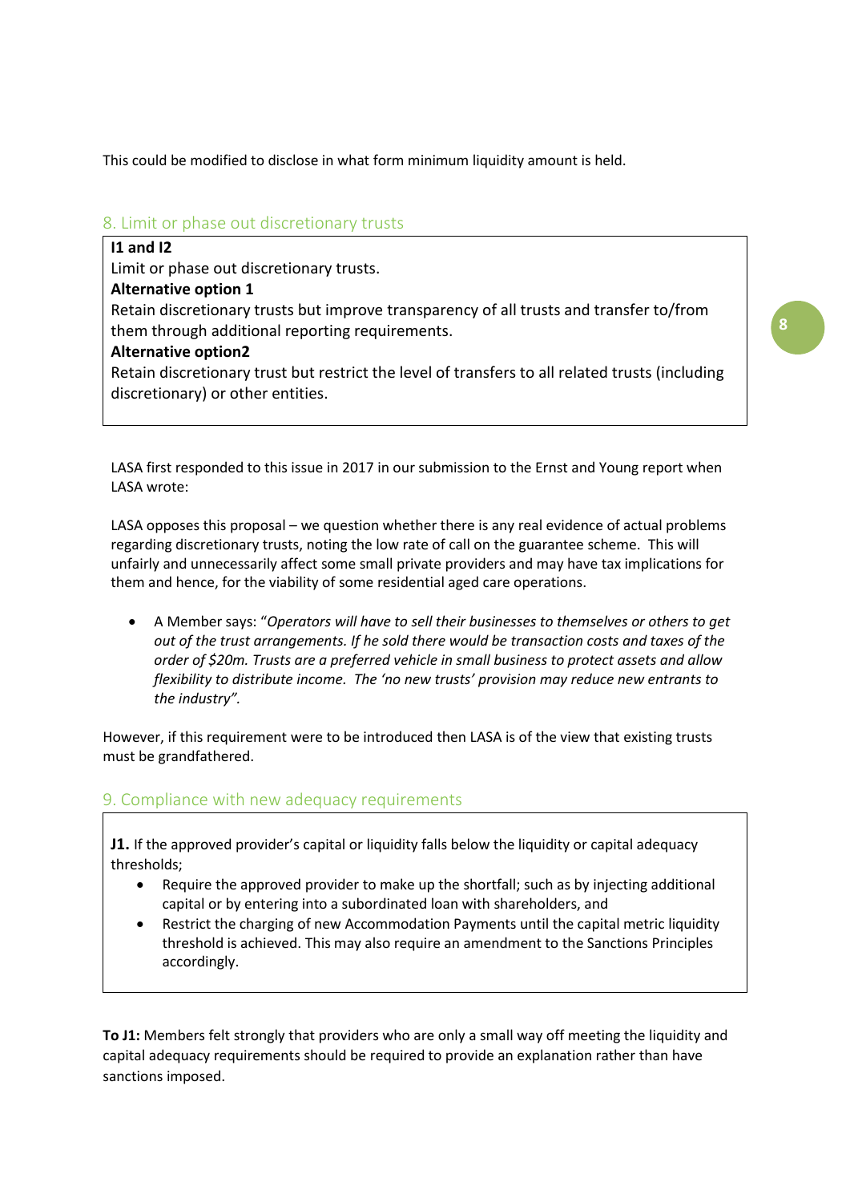This could be modified to disclose in what form minimum liquidity amount is held.

## 8. Limit or phase out discretionary trusts

**I1 and I2**

Limit or phase out discretionary trusts.

**Alternative option 1**

Retain discretionary trusts but improve transparency of all trusts and transfer to/from them through additional reporting requirements.

**Alternative option2**

Retain discretionary trust but restrict the level of transfers to all related trusts (including discretionary) or other entities.

LASA first responded to this issue in 2017 in our submission to the Ernst and Young report when LASA wrote:

LASA opposes this proposal – we question whether there is any real evidence of actual problems regarding discretionary trusts, noting the low rate of call on the guarantee scheme. This will unfairly and unnecessarily affect some small private providers and may have tax implications for them and hence, for the viability of some residential aged care operations.

- A Member says: "*Operators will have to sell their businesses to themselves or others to get out of the trust arrangements. If he sold there would be transaction costs and taxes of the order of $20m. Trusts are a preferred vehicle in small business to protect assets and allow flexibility to distribute income. The 'no new trusts' provision may reduce new entrants to the industry".*

However, if this requirement were to be introduced then LASA is of the view that existing trusts must be grandfathered.

## 9. Compliance with new adequacy requirements

**J1.** If the approved provider's capital or liquidity falls below the liquidity or capital adequacy thresholds;

- Require the approved provider to make up the shortfall; such as by injecting additional capital or by entering into a subordinated loan with shareholders, and
- Restrict the charging of new Accommodation Payments until the capital metric liquidity threshold is achieved. This may also require an amendment to the Sanctions Principles accordingly.

**To J1:** Members felt strongly that providers who are only a small way off meeting the liquidity and capital adequacy requirements should be required to provide an explanation rather than have sanctions imposed.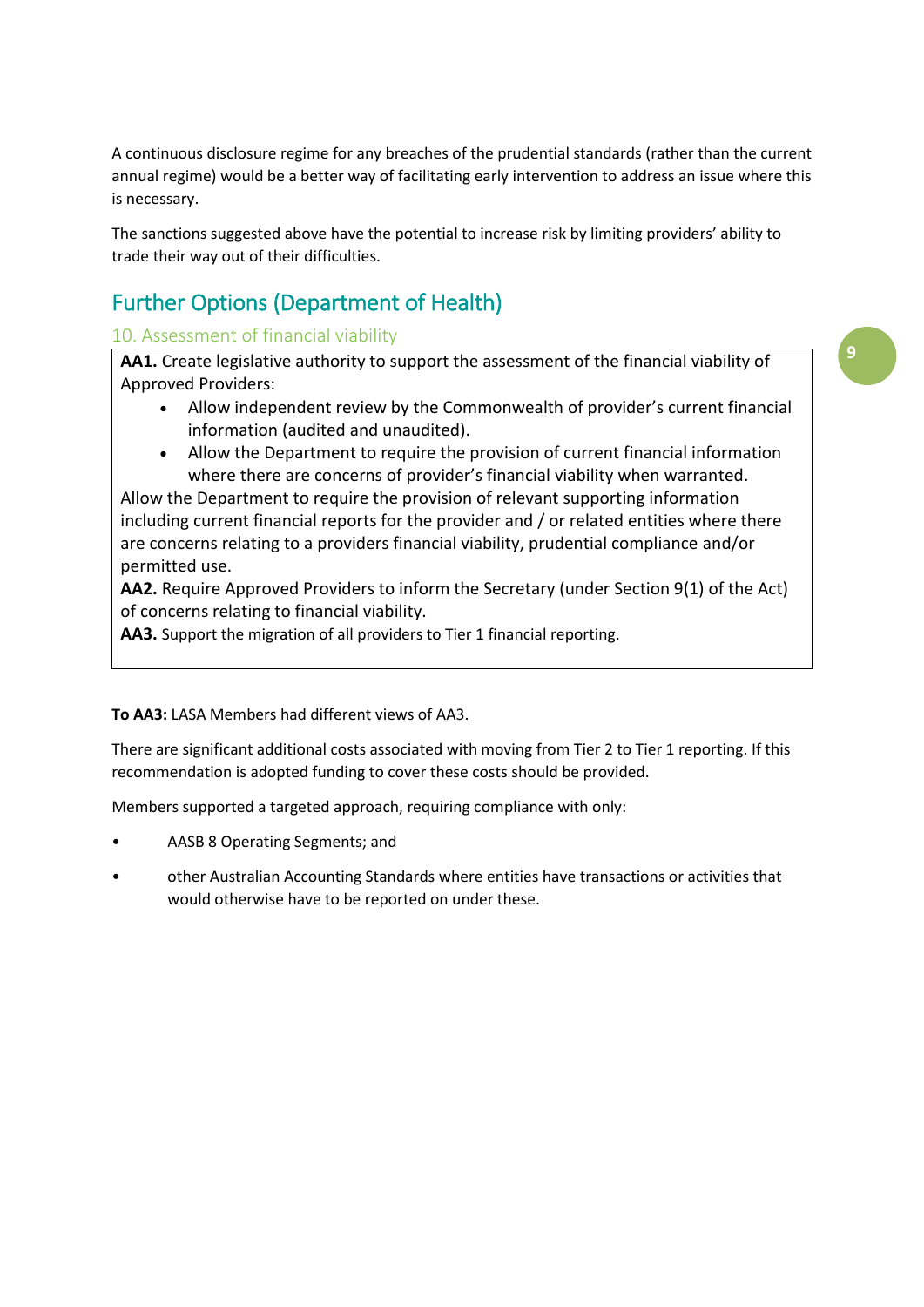A continuous disclosure regime for any breaches of the prudential standards (rather than the current annual regime) would be a better way of facilitating early intervention to address an issue where this is necessary.

The sanctions suggested above have the potential to increase risk by limiting providers' ability to trade their way out of their difficulties.

## Further Options (Department of Health)

### 10. Assessment of financial viability

**AA1.** Create legislative authority to support the assessment of the financial viability of Approved Providers:

- Allow independent review by the Commonwealth of provider's current financial information (audited and unaudited).
- Allow the Department to require the provision of current financial information where there are concerns of provider's financial viability when warranted.

Allow the Department to require the provision of relevant supporting information including current financial reports for the provider and / or related entities where there are concerns relating to a providers financial viability, prudential compliance and/or permitted use.

**AA2.** Require Approved Providers to inform the Secretary (under Section 9(1) of the Act) of concerns relating to financial viability.

**AA3.** Support the migration of all providers to Tier 1 financial reporting.

**To AA3:** LASA Members had different views of AA3.

There are significant additional costs associated with moving from Tier 2 to Tier 1 reporting. If this recommendation is adopted funding to cover these costs should be provided.

Members supported a targeted approach, requiring compliance with only:

- AASB 8 Operating Segments; and
- other Australian Accounting Standards where entities have transactions or activities that would otherwise have to be reported on under these.